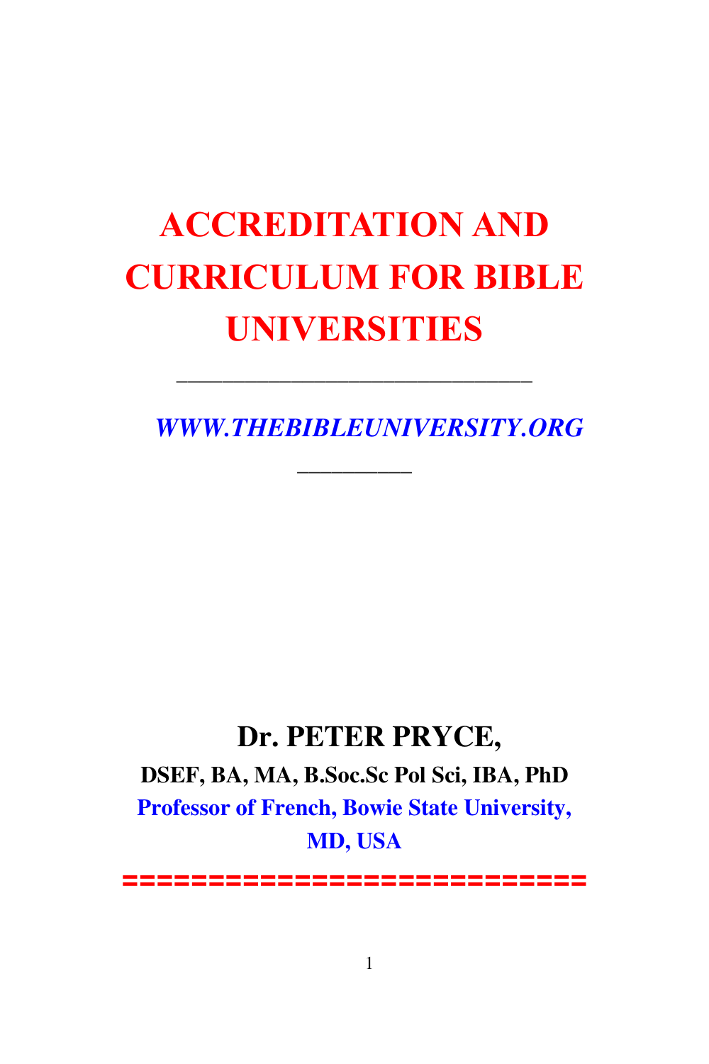# ACCREDITATION AND CURRICULUM FOR BIBLE UNIVERSITIES

---

*WWW.THEBIBLEUNIVERSITY.ORG*

---

## Dr. PETER PRYCE,

**DSEF, BA, MA, B.Soc.Sc Pol Sci, IBA, PhD**

**Professor of French, Bowie State University, MD, USA**

============================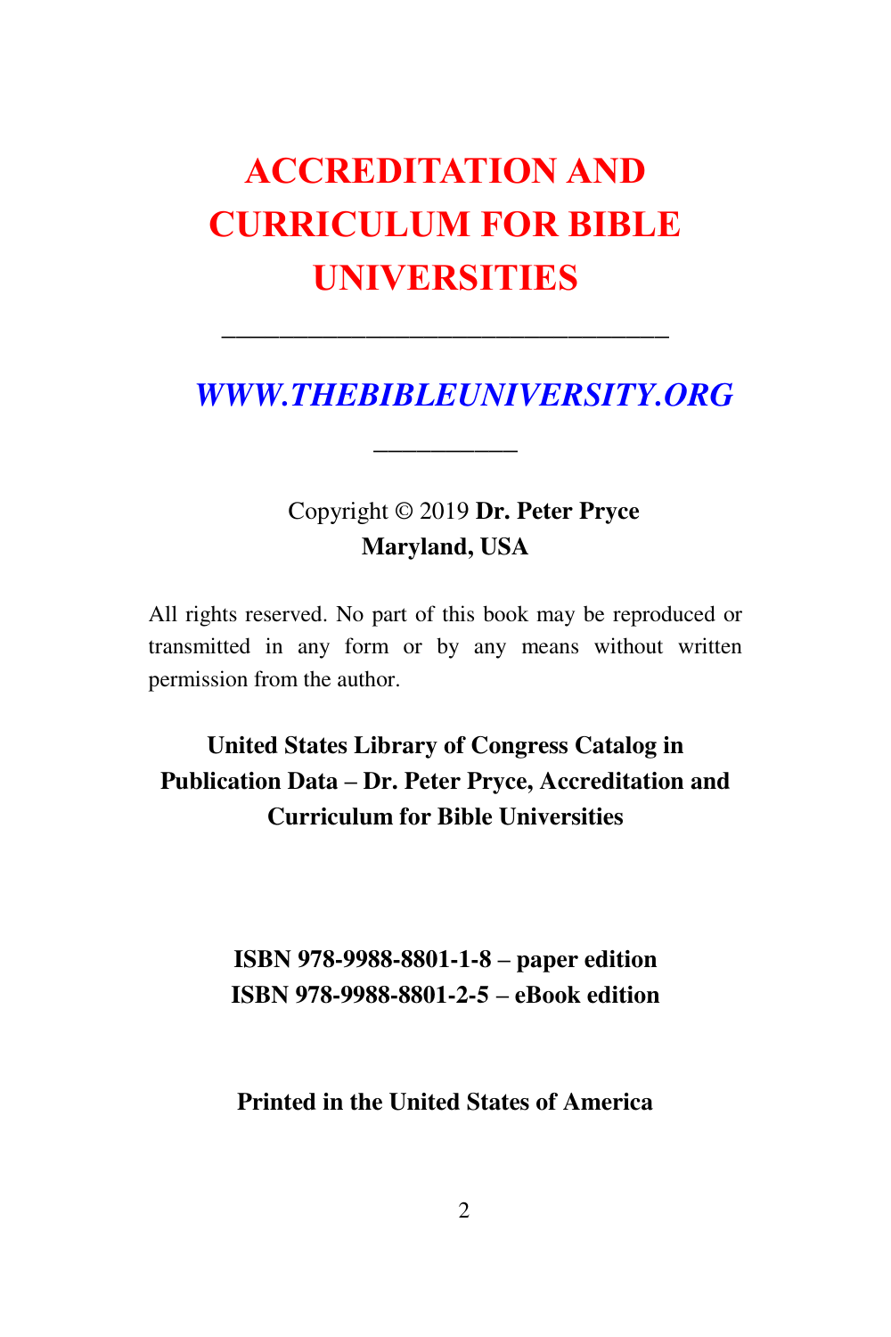# ACCREDITATION AND CURRICULUM FOR BIBLE UNIVERSITIES

---

***WWW.THEBIBLEUNIVERSITY.ORG***

---

Copyright © 2019 **Dr. Peter Pryce**
**Maryland, USA**

All rights reserved. No part of this book may be reproduced or transmitted in any form or by any means without written permission from the author.

**United States Library of Congress Catalog in Publication Data – Dr. Peter Pryce, Accreditation and Curriculum for Bible Universities**

**ISBN 978-9988-8801-1-8 – paper edition**
**ISBN 978-9988-8801-2-5 – eBook edition**

**Printed in the United States of America**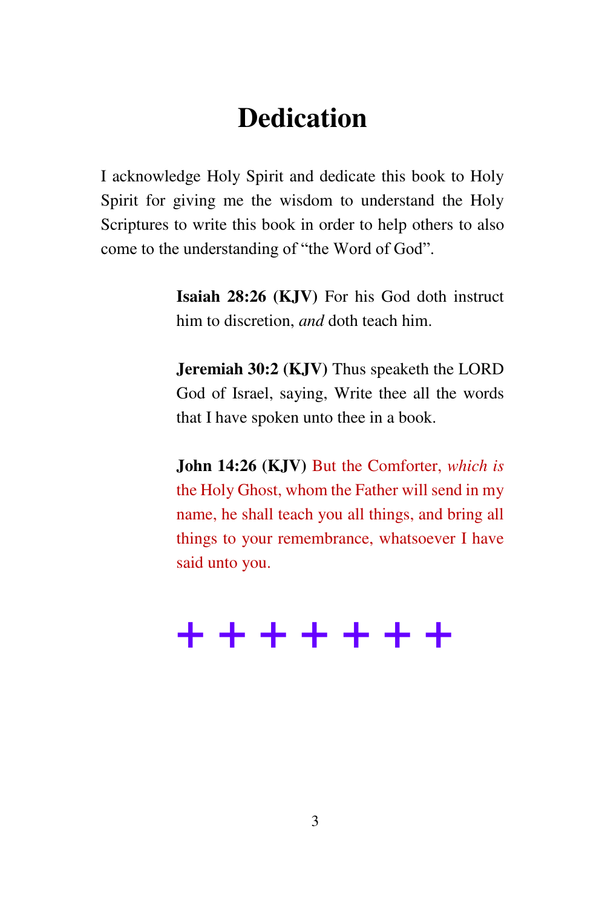# Dedication

I acknowledge Holy Spirit and dedicate this book to Holy Spirit for giving me the wisdom to understand the Holy Scriptures to write this book in order to help others to also come to the understanding of "the Word of God".

> **Isaiah 28:26 (KJV)** For his God doth instruct him to discretion, *and* doth teach him.
>
> **Jeremiah 30:2 (KJV)** Thus speaketh the LORD God of Israel, saying, Write thee all the words that I have spoken unto thee in a book.
>
> **John 14:26 (KJV)** But the Comforter, *which is* the Holy Ghost, whom the Father will send in my name, he shall teach you all things, and bring all things to your remembrance, whatsoever I have said unto you.

+ + + + + + +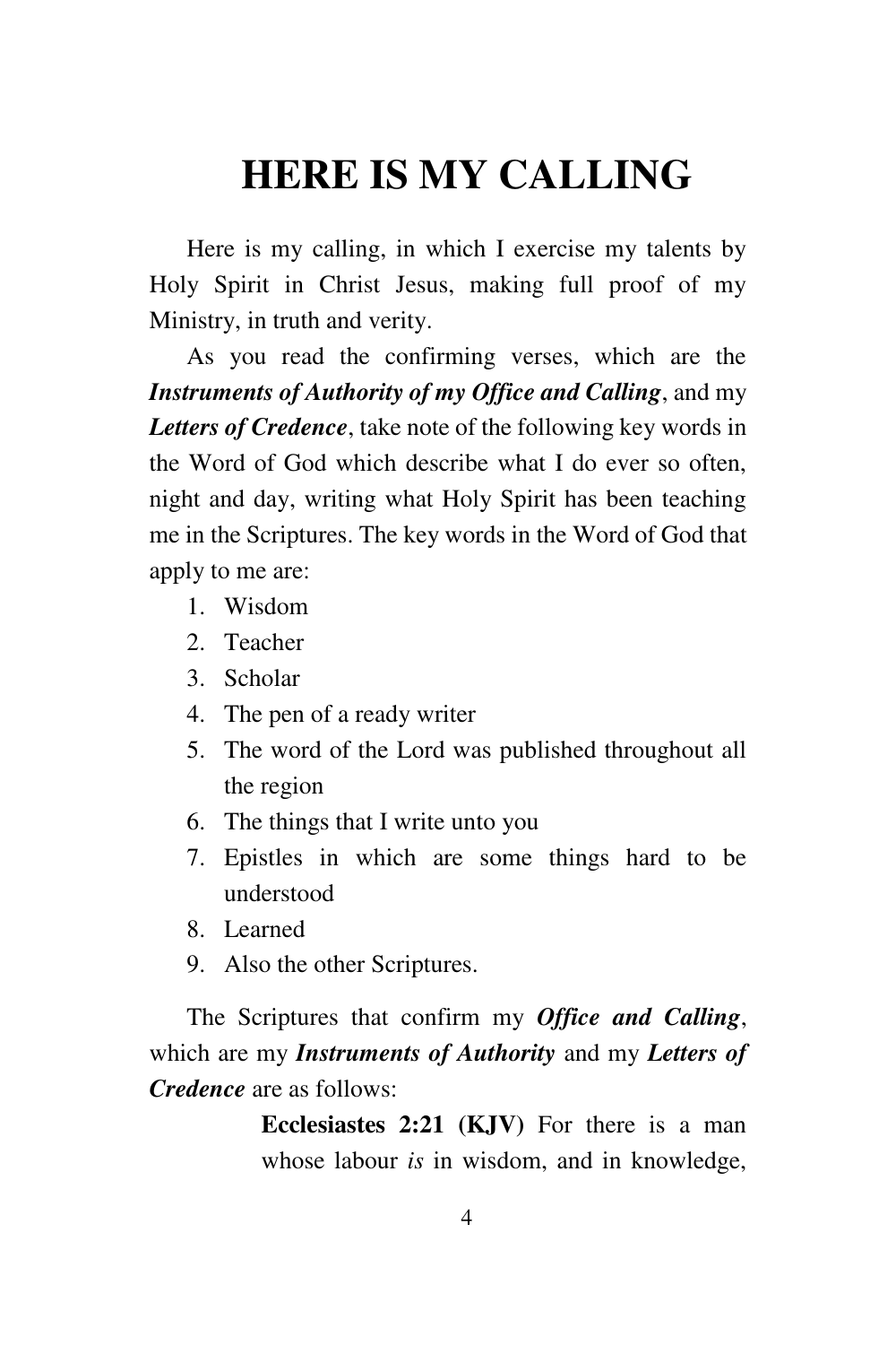# HERE IS MY CALLING

Here is my calling, in which I exercise my talents by Holy Spirit in Christ Jesus, making full proof of my Ministry, in truth and verity.

As you read the confirming verses, which are the ***Instruments of Authority of my Office and Calling***, and my ***Letters of Credence***, take note of the following key words in the Word of God which describe what I do ever so often, night and day, writing what Holy Spirit has been teaching me in the Scriptures. The key words in the Word of God that apply to me are:

1. Wisdom
2. Teacher
3. Scholar
4. The pen of a ready writer
5. The word of the Lord was published throughout all the region
6. The things that I write unto you
7. Epistles in which are some things hard to be understood
8. Learned
9. Also the other Scriptures.

The Scriptures that confirm my ***Office and Calling***, which are my ***Instruments of Authority*** and my ***Letters of Credence*** are as follows:

> **Ecclesiastes 2:21 (KJV)** For there is a man whose labour *is* in wisdom, and in knowledge,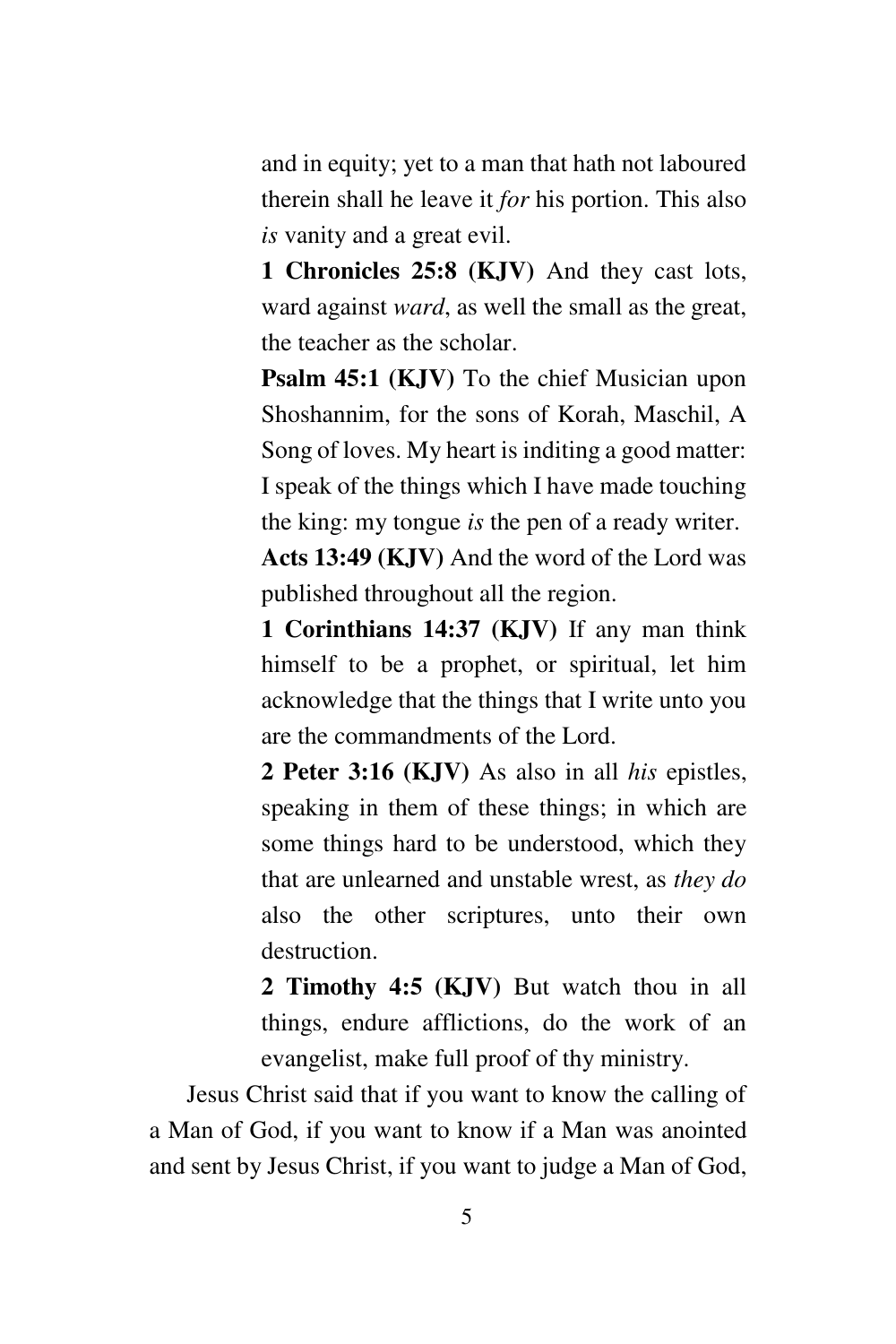and in equity; yet to a man that hath not laboured therein shall he leave it *for* his portion. This also *is* vanity and a great evil.

**1 Chronicles 25:8 (KJV)** And they cast lots, ward against *ward*, as well the small as the great, the teacher as the scholar.

**Psalm 45:1 (KJV)** To the chief Musician upon Shoshannim, for the sons of Korah, Maschil, A Song of loves. My heart is inditing a good matter: I speak of the things which I have made touching the king: my tongue *is* the pen of a ready writer.

**Acts 13:49 (KJV)** And the word of the Lord was published throughout all the region.

**1 Corinthians 14:37 (KJV)** If any man think himself to be a prophet, or spiritual, let him acknowledge that the things that I write unto you are the commandments of the Lord.

**2 Peter 3:16 (KJV)** As also in all *his* epistles, speaking in them of these things; in which are some things hard to be understood, which they that are unlearned and unstable wrest, as *they do* also the other scriptures, unto their own destruction.

**2 Timothy 4:5 (KJV)** But watch thou in all things, endure afflictions, do the work of an evangelist, make full proof of thy ministry.

Jesus Christ said that if you want to know the calling of a Man of God, if you want to know if a Man was anointed and sent by Jesus Christ, if you want to judge a Man of God,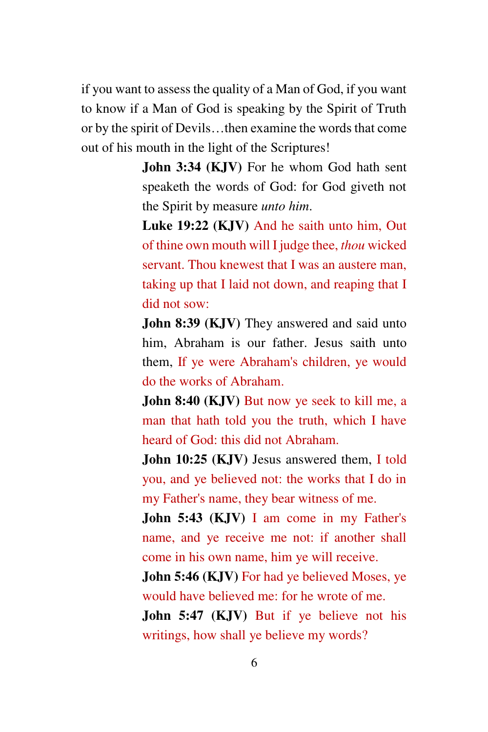if you want to assess the quality of a Man of God, if you want to know if a Man of God is speaking by the Spirit of Truth or by the spirit of Devils…then examine the words that come out of his mouth in the light of the Scriptures!

> **John 3:34 (KJV)** For he whom God hath sent speaketh the words of God: for God giveth not the Spirit by measure *unto him*.
>
> **Luke 19:22 (KJV)** And he saith unto him, Out of thine own mouth will I judge thee, *thou* wicked servant. Thou knewest that I was an austere man, taking up that I laid not down, and reaping that I did not sow:
>
> **John 8:39 (KJV)** They answered and said unto him, Abraham is our father. Jesus saith unto them, If ye were Abraham's children, ye would do the works of Abraham.
>
> **John 8:40 (KJV)** But now ye seek to kill me, a man that hath told you the truth, which I have heard of God: this did not Abraham.
>
> **John 10:25 (KJV)** Jesus answered them, I told you, and ye believed not: the works that I do in my Father's name, they bear witness of me.
>
> **John 5:43 (KJV)** I am come in my Father's name, and ye receive me not: if another shall come in his own name, him ye will receive.
>
> **John 5:46 (KJV)** For had ye believed Moses, ye would have believed me: for he wrote of me.
>
> **John 5:47 (KJV)** But if ye believe not his writings, how shall ye believe my words?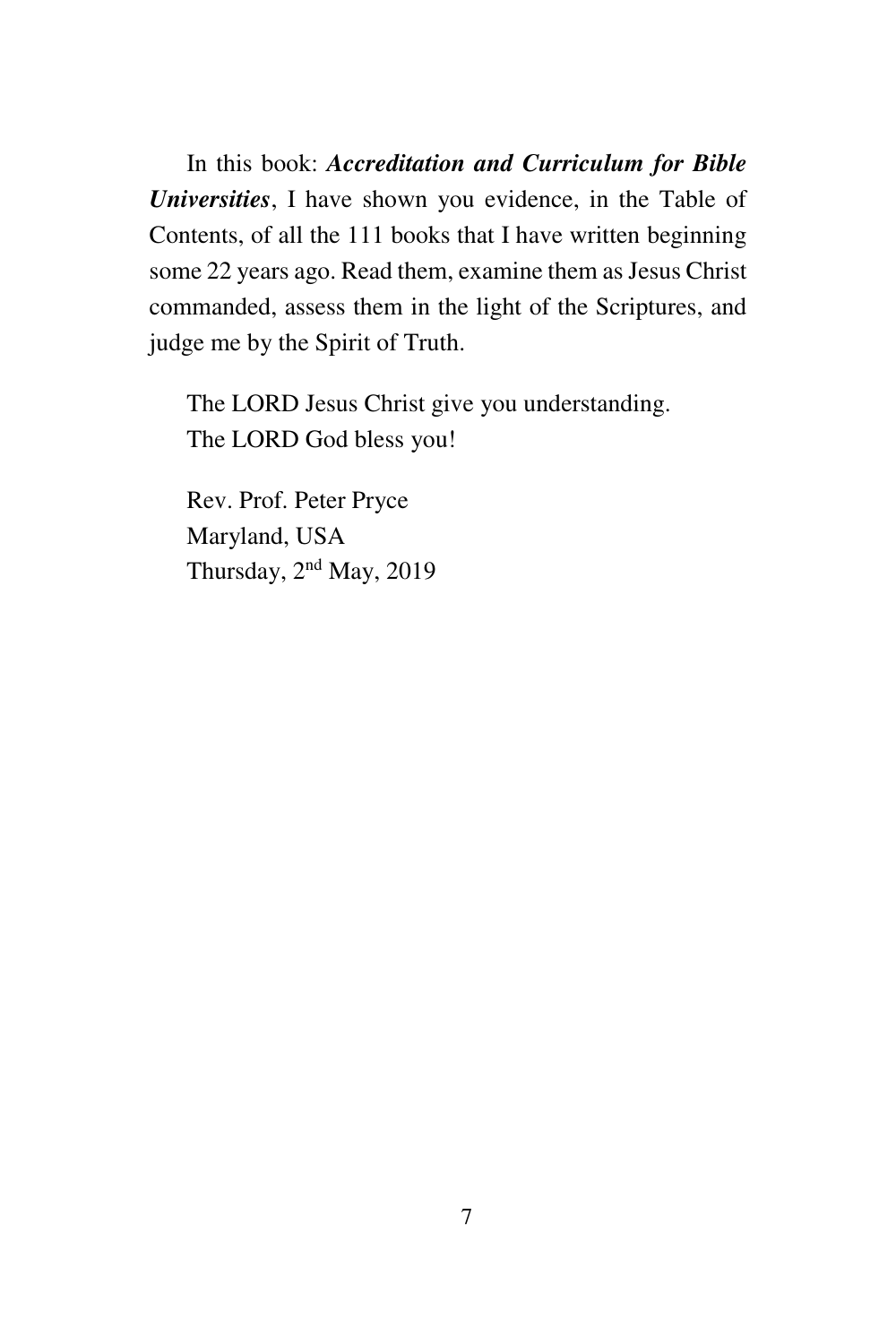In this book: ***Accreditation and Curriculum for Bible Universities***, I have shown you evidence, in the Table of Contents, of all the 111 books that I have written beginning some 22 years ago. Read them, examine them as Jesus Christ commanded, assess them in the light of the Scriptures, and judge me by the Spirit of Truth.

The LORD Jesus Christ give you understanding.
The LORD God bless you!

Rev. Prof. Peter Pryce
Maryland, USA
Thursday, 2nd May, 2019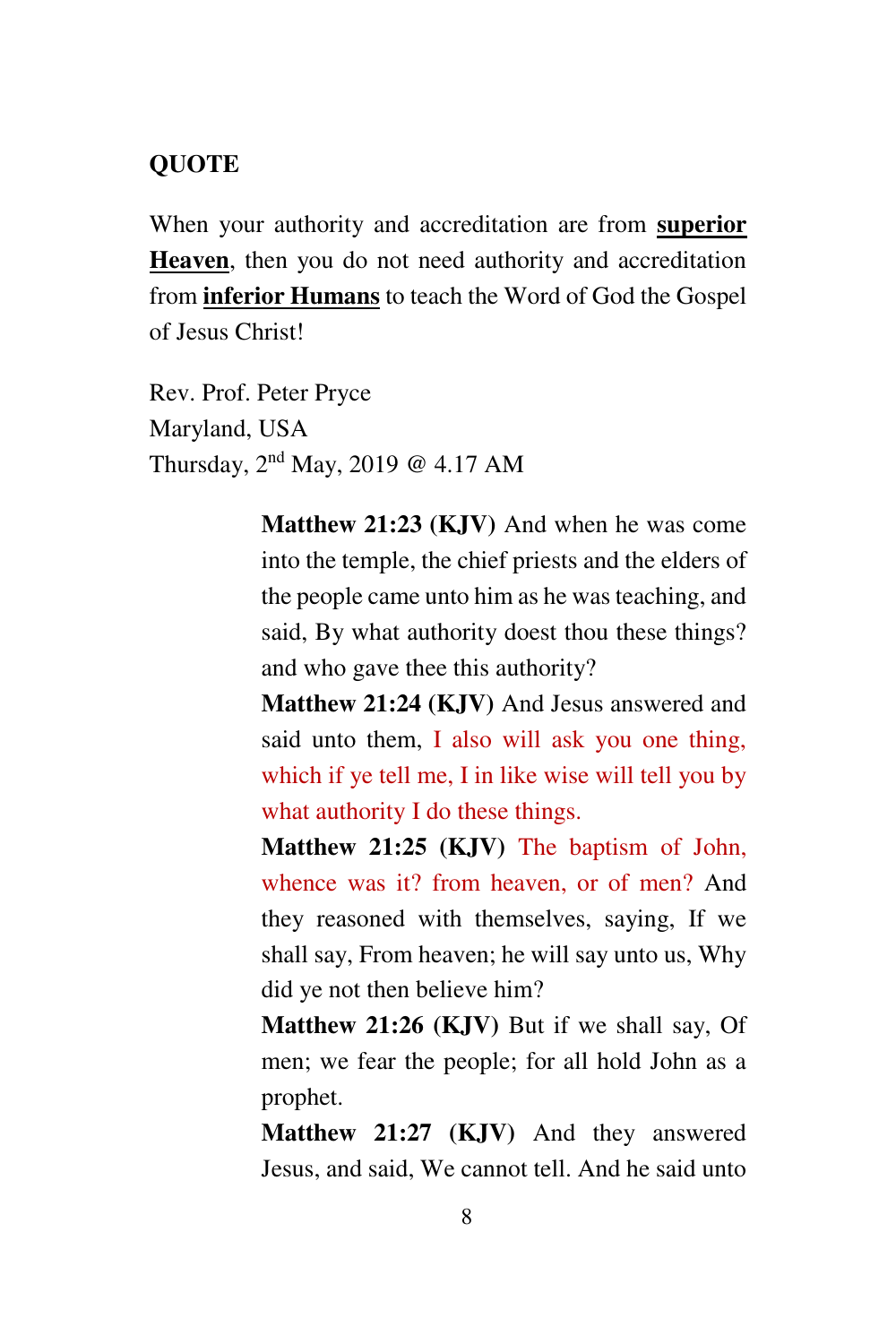**QUOTE**

When your authority and accreditation are from **superior Heaven**, then you do not need authority and accreditation from **inferior Humans** to teach the Word of God the Gospel of Jesus Christ!

Rev. Prof. Peter Pryce
Maryland, USA
Thursday, 2nd May, 2019 @ 4.17 AM

> **Matthew 21:23 (KJV)** And when he was come into the temple, the chief priests and the elders of the people came unto him as he was teaching, and said, By what authority doest thou these things? and who gave thee this authority?
>
> **Matthew 21:24 (KJV)** And Jesus answered and said unto them, I also will ask you one thing, which if ye tell me, I in like wise will tell you by what authority I do these things.
>
> **Matthew 21:25 (KJV)** The baptism of John, whence was it? from heaven, or of men? And they reasoned with themselves, saying, If we shall say, From heaven; he will say unto us, Why did ye not then believe him?
>
> **Matthew 21:26 (KJV)** But if we shall say, Of men; we fear the people; for all hold John as a prophet.
>
> **Matthew 21:27 (KJV)** And they answered Jesus, and said, We cannot tell. And he said unto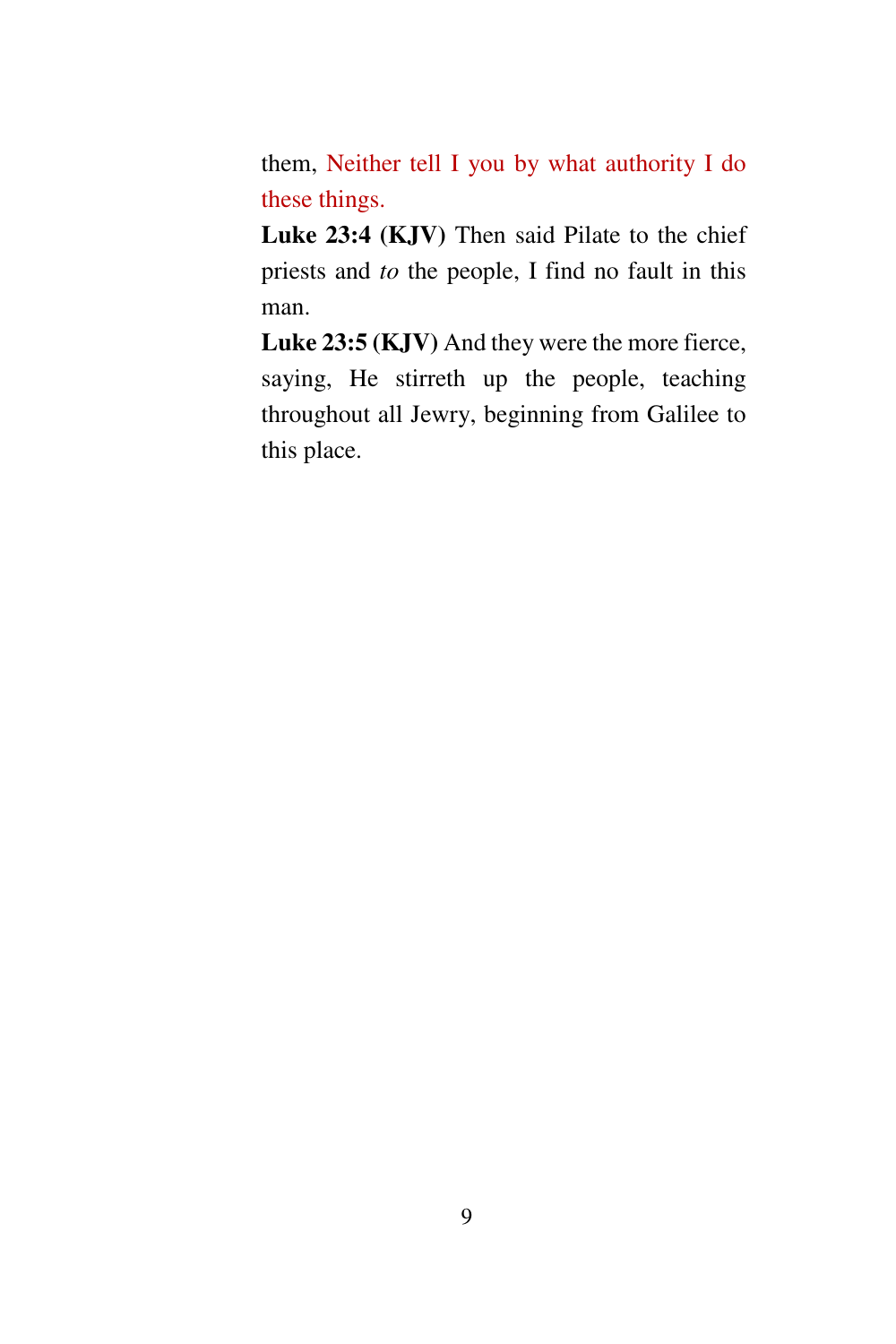them, Neither tell I you by what authority I do these things.

**Luke 23:4 (KJV)** Then said Pilate to the chief priests and *to* the people, I find no fault in this man.

**Luke 23:5 (KJV)** And they were the more fierce, saying, He stirreth up the people, teaching throughout all Jewry, beginning from Galilee to this place.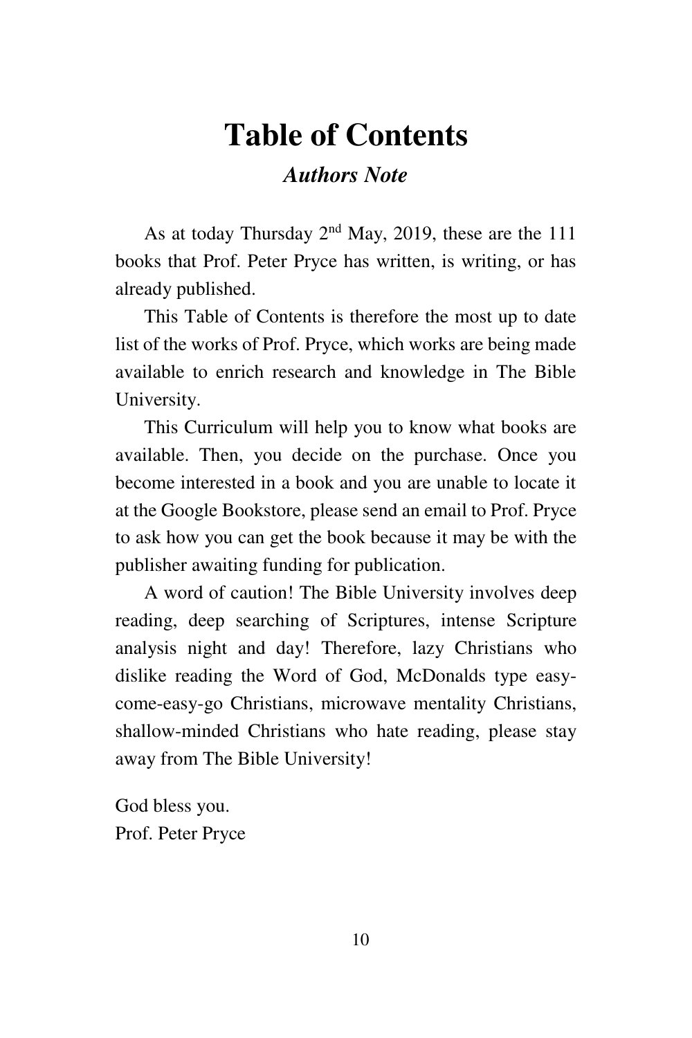# Table of Contents

### *Authors Note*

As at today Thursday 2nd May, 2019, these are the 111 books that Prof. Peter Pryce has written, is writing, or has already published.

This Table of Contents is therefore the most up to date list of the works of Prof. Pryce, which works are being made available to enrich research and knowledge in The Bible University.

This Curriculum will help you to know what books are available. Then, you decide on the purchase. Once you become interested in a book and you are unable to locate it at the Google Bookstore, please send an email to Prof. Pryce to ask how you can get the book because it may be with the publisher awaiting funding for publication.

A word of caution! The Bible University involves deep reading, deep searching of Scriptures, intense Scripture analysis night and day! Therefore, lazy Christians who dislike reading the Word of God, McDonalds type easy-come-easy-go Christians, microwave mentality Christians, shallow-minded Christians who hate reading, please stay away from The Bible University!

God bless you.
Prof. Peter Pryce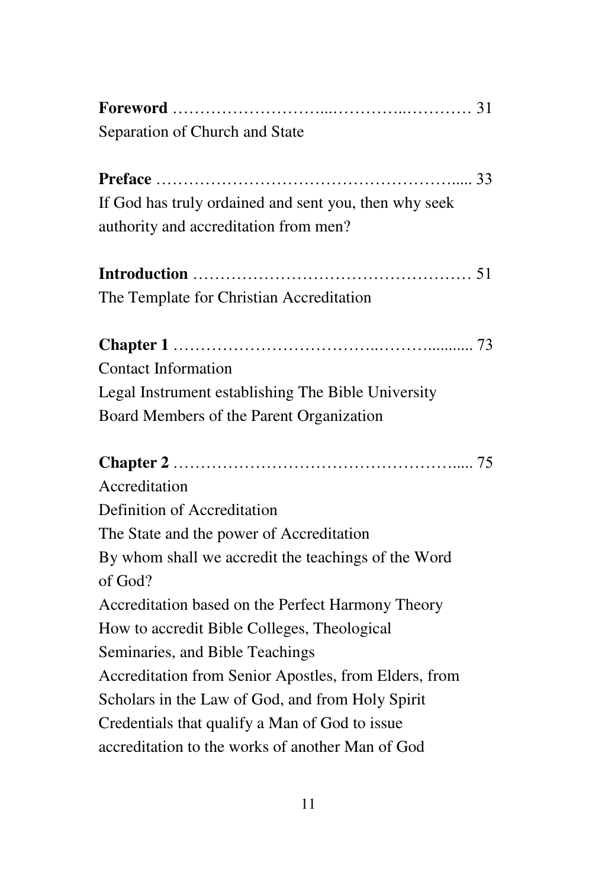**Foreword** ……………………...………...………… 31
Separation of Church and State

**Preface** ………………………………………….... 33
If God has truly ordained and sent you, then why seek authority and accreditation from men?

**Introduction** …………………………………………… 51
The Template for Christian Accreditation

**Chapter 1** ……………………………..……........... 73
Contact Information
Legal Instrument establishing The Bible University
Board Members of the Parent Organization

**Chapter 2** ………………………………………….... 75
Accreditation
Definition of Accreditation
The State and the power of Accreditation
By whom shall we accredit the teachings of the Word of God?
Accreditation based on the Perfect Harmony Theory
How to accredit Bible Colleges, Theological Seminaries, and Bible Teachings
Accreditation from Senior Apostles, from Elders, from Scholars in the Law of God, and from Holy Spirit
Credentials that qualify a Man of God to issue accreditation to the works of another Man of God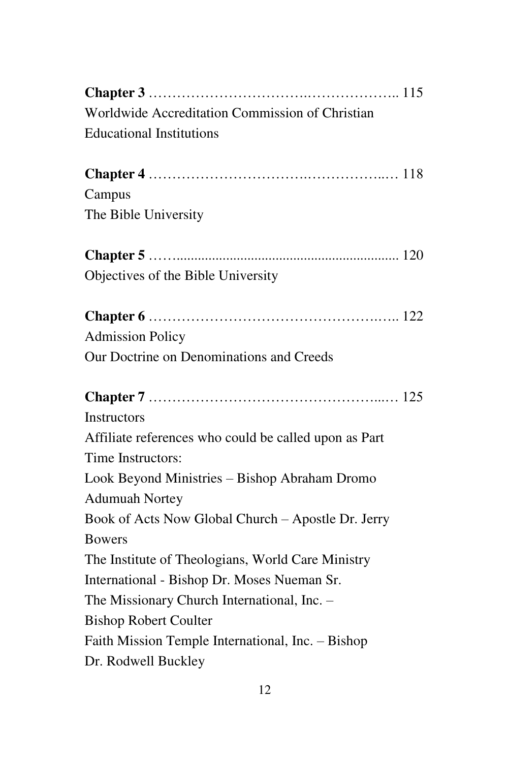**Chapter 3** …………………………….……………….. 115
Worldwide Accreditation Commission of Christian Educational Institutions

**Chapter 4** …………………………….………….…. 118
Campus
The Bible University

**Chapter 5** ……............................................................. 120
Objectives of the Bible University

**Chapter 6** ………………………………………….….. 122
Admission Policy
Our Doctrine on Denominations and Creeds

**Chapter 7** ……………………………………….....… 125
Instructors
Affiliate references who could be called upon as Part Time Instructors:
Look Beyond Ministries – Bishop Abraham Dromo Adumuah Nortey
Book of Acts Now Global Church – Apostle Dr. Jerry Bowers
The Institute of Theologians, World Care Ministry International - Bishop Dr. Moses Nueman Sr.
The Missionary Church International, Inc. – Bishop Robert Coulter
Faith Mission Temple International, Inc. – Bishop Dr. Rodwell Buckley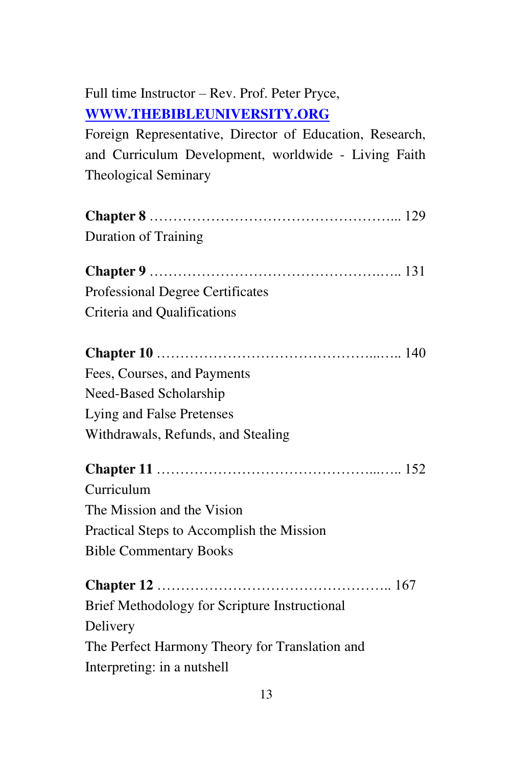Full time Instructor – Rev. Prof. Peter Pryce, **WWW.THEBIBLEUNIVERSITY.ORG**
Foreign Representative, Director of Education, Research, and Curriculum Development, worldwide - Living Faith Theological Seminary

**Chapter 8** ………………………………………………... 129
Duration of Training

**Chapter 9** ………………………………………….….. 131
Professional Degree Certificates
Criteria and Qualifications

**Chapter 10** ……………………………………...….. 140
Fees, Courses, and Payments
Need-Based Scholarship
Lying and False Pretenses
Withdrawals, Refunds, and Stealing

**Chapter 11** ……………………………………...….. 152
Curriculum
The Mission and the Vision
Practical Steps to Accomplish the Mission
Bible Commentary Books

**Chapter 12** ………………………………………….. 167
Brief Methodology for Scripture Instructional Delivery
The Perfect Harmony Theory for Translation and Interpreting: in a nutshell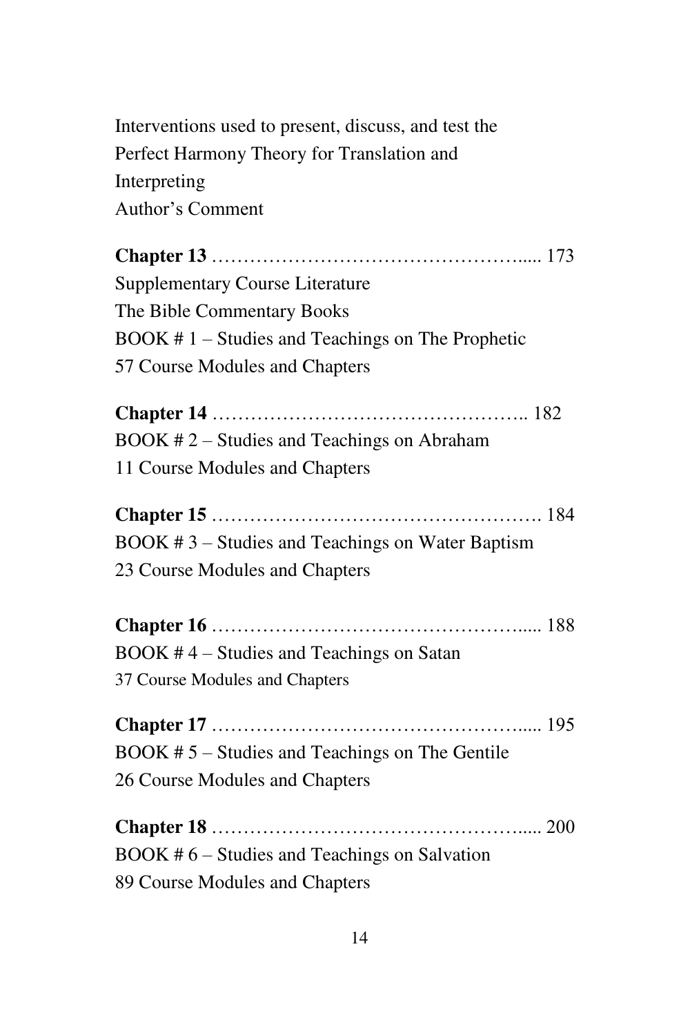Interventions used to present, discuss, and test the Perfect Harmony Theory for Translation and Interpreting
Author's Comment

**Chapter 13** …………………………………………..... 173
Supplementary Course Literature
The Bible Commentary Books
BOOK # 1 – Studies and Teachings on The Prophetic
57 Course Modules and Chapters

**Chapter 14** ………………………………………….. 182
BOOK # 2 – Studies and Teachings on Abraham
11 Course Modules and Chapters

**Chapter 15** ……………………………………………. 184
BOOK # 3 – Studies and Teachings on Water Baptism
23 Course Modules and Chapters

**Chapter 16** …………………………………………..... 188
BOOK # 4 – Studies and Teachings on Satan
37 Course Modules and Chapters

**Chapter 17** …………………………………………..... 195
BOOK # 5 – Studies and Teachings on The Gentile
26 Course Modules and Chapters

**Chapter 18** …………………………………………..... 200
BOOK # 6 – Studies and Teachings on Salvation
89 Course Modules and Chapters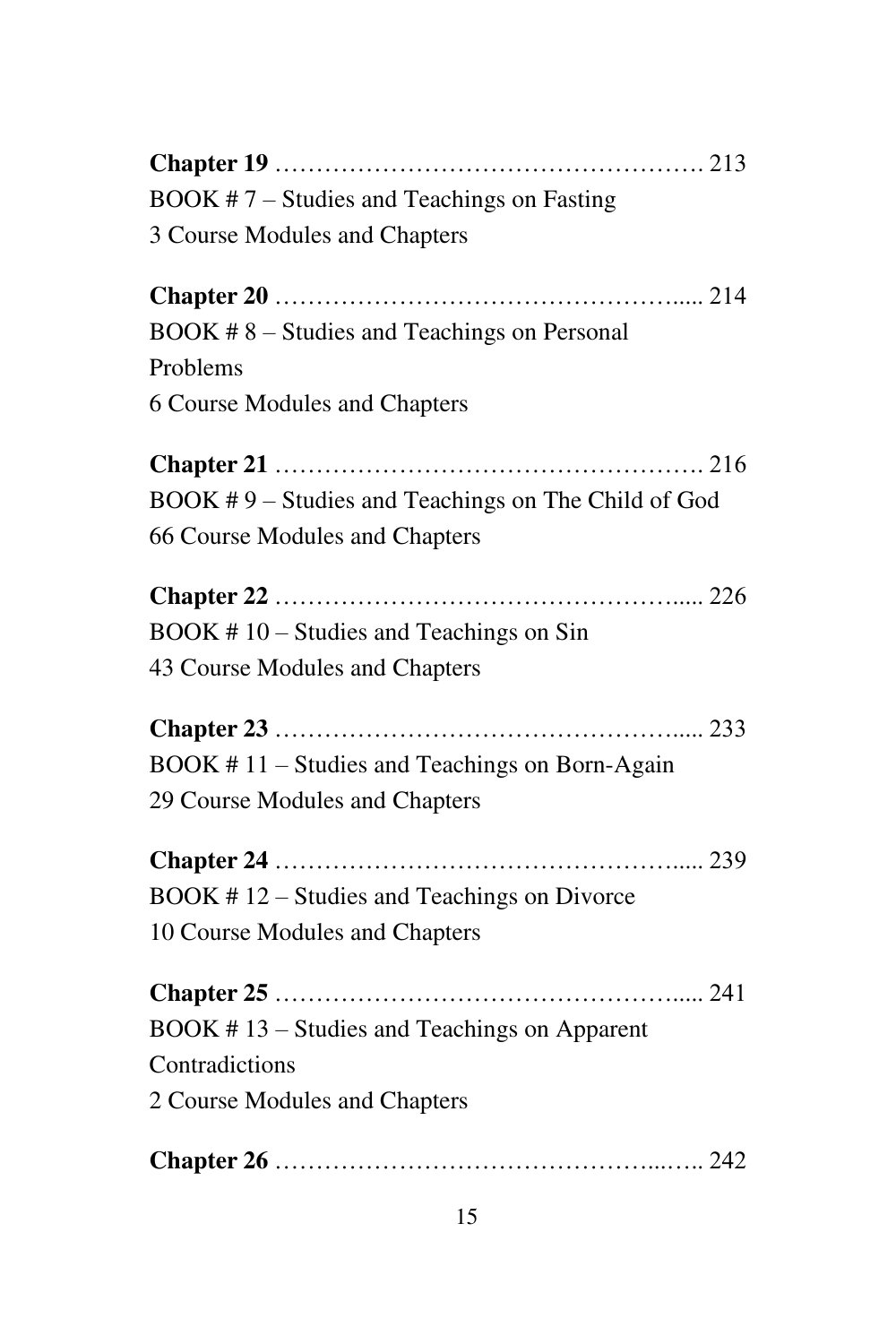**Chapter 19** ……………………………………………. 213
BOOK # 7 – Studies and Teachings on Fasting
3 Course Modules and Chapters

**Chapter 20** ………………………………………..... 214
BOOK # 8 – Studies and Teachings on Personal Problems
6 Course Modules and Chapters

**Chapter 21** ……………………………………………. 216
BOOK # 9 – Studies and Teachings on The Child of God
66 Course Modules and Chapters

**Chapter 22** ………………………………………..... 226
BOOK # 10 – Studies and Teachings on Sin
43 Course Modules and Chapters

**Chapter 23** ………………………………………..... 233
BOOK # 11 – Studies and Teachings on Born-Again
29 Course Modules and Chapters

**Chapter 24** ………………………………………..... 239
BOOK # 12 – Studies and Teachings on Divorce
10 Course Modules and Chapters

**Chapter 25** ………………………………………..... 241
BOOK # 13 – Studies and Teachings on Apparent Contradictions
2 Course Modules and Chapters

**Chapter 26** ……………………………………...….. 242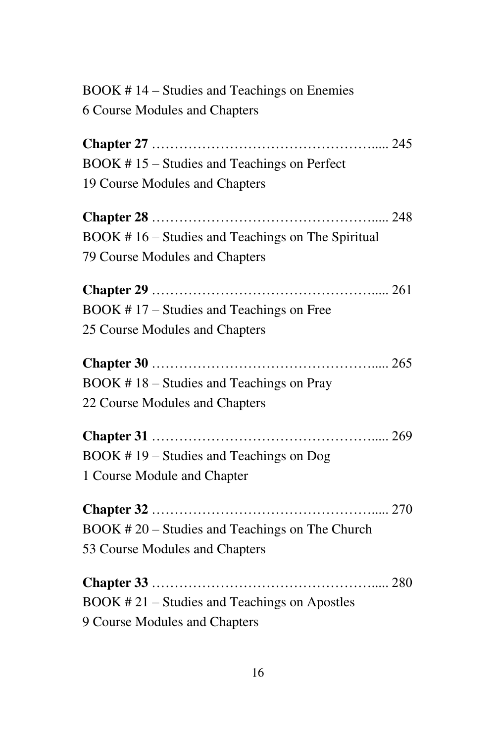BOOK # 14 – Studies and Teachings on Enemies
6 Course Modules and Chapters

**Chapter 27** ……………………………………….... 245
BOOK # 15 – Studies and Teachings on Perfect
19 Course Modules and Chapters

**Chapter 28** ……………………………………….... 248
BOOK # 16 – Studies and Teachings on The Spiritual
79 Course Modules and Chapters

**Chapter 29** ……………………………………….... 261
BOOK # 17 – Studies and Teachings on Free
25 Course Modules and Chapters

**Chapter 30** ……………………………………….... 265
BOOK # 18 – Studies and Teachings on Pray
22 Course Modules and Chapters

**Chapter 31** ……………………………………….... 269
BOOK # 19 – Studies and Teachings on Dog
1 Course Module and Chapter

**Chapter 32** ……………………………………….... 270
BOOK # 20 – Studies and Teachings on The Church
53 Course Modules and Chapters

**Chapter 33** ……………………………………….... 280
BOOK # 21 – Studies and Teachings on Apostles
9 Course Modules and Chapters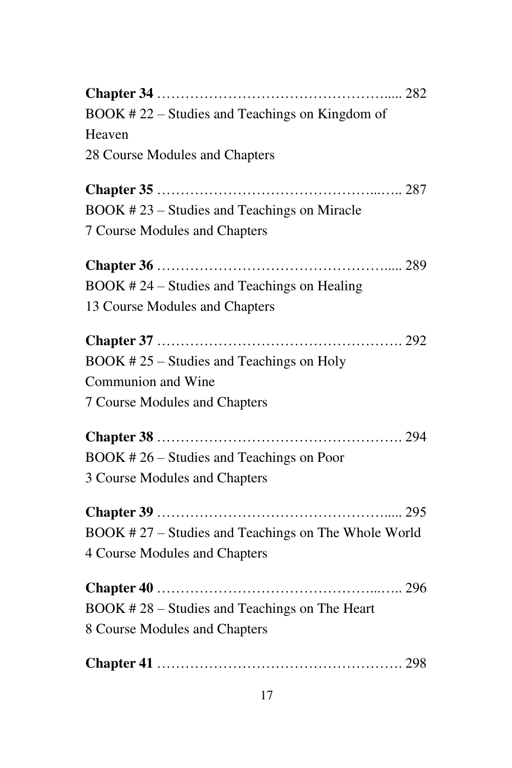**Chapter 34** …………………………………………..... 282
BOOK # 22 – Studies and Teachings on Kingdom of Heaven
28 Course Modules and Chapters

**Chapter 35** ……………………………………...….. 287
BOOK # 23 – Studies and Teachings on Miracle
7 Course Modules and Chapters

**Chapter 36** …………………………………………..... 289
BOOK # 24 – Studies and Teachings on Healing
13 Course Modules and Chapters

**Chapter 37** ……………………………………………. 292
BOOK # 25 – Studies and Teachings on Holy Communion and Wine
7 Course Modules and Chapters

**Chapter 38** ……………………………………………. 294
BOOK # 26 – Studies and Teachings on Poor
3 Course Modules and Chapters

**Chapter 39** …………………………………………..... 295
BOOK # 27 – Studies and Teachings on The Whole World
4 Course Modules and Chapters

**Chapter 40** ……………………………………...….. 296
BOOK # 28 – Studies and Teachings on The Heart
8 Course Modules and Chapters

**Chapter 41** ……………………………………………. 298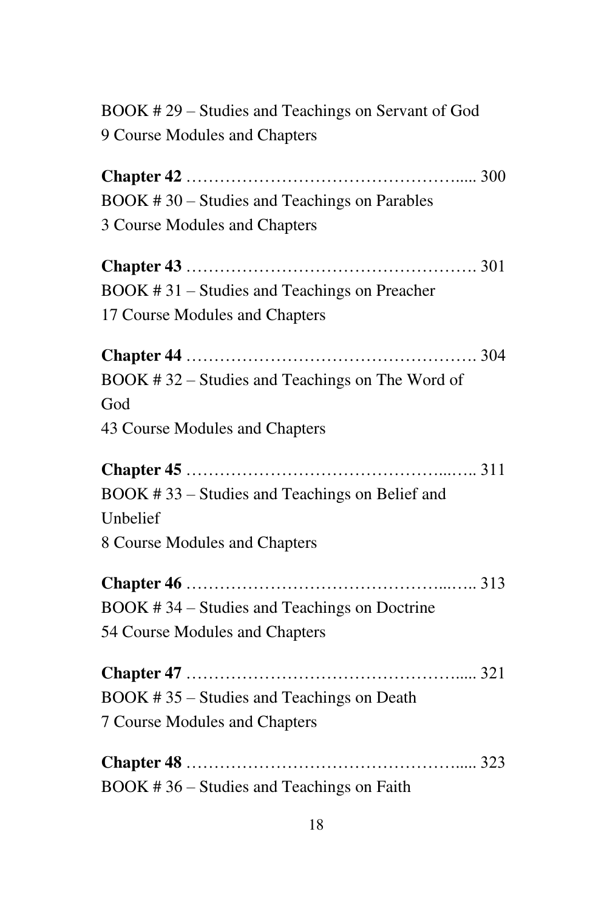BOOK # 29 – Studies and Teachings on Servant of God
9 Course Modules and Chapters

**Chapter 42** …………………………………………..... 300
BOOK # 30 – Studies and Teachings on Parables
3 Course Modules and Chapters

**Chapter 43** ……………………………………………. 301
BOOK # 31 – Studies and Teachings on Preacher
17 Course Modules and Chapters

**Chapter 44** ……………………………………………. 304
BOOK # 32 – Studies and Teachings on The Word of God
43 Course Modules and Chapters

**Chapter 45** …………………………………….....….. 311
BOOK # 33 – Studies and Teachings on Belief and Unbelief
8 Course Modules and Chapters

**Chapter 46** …………………………………….....….. 313
BOOK # 34 – Studies and Teachings on Doctrine
54 Course Modules and Chapters

**Chapter 47** …………………………………………..... 321
BOOK # 35 – Studies and Teachings on Death
7 Course Modules and Chapters

**Chapter 48** …………………………………………..... 323
BOOK # 36 – Studies and Teachings on Faith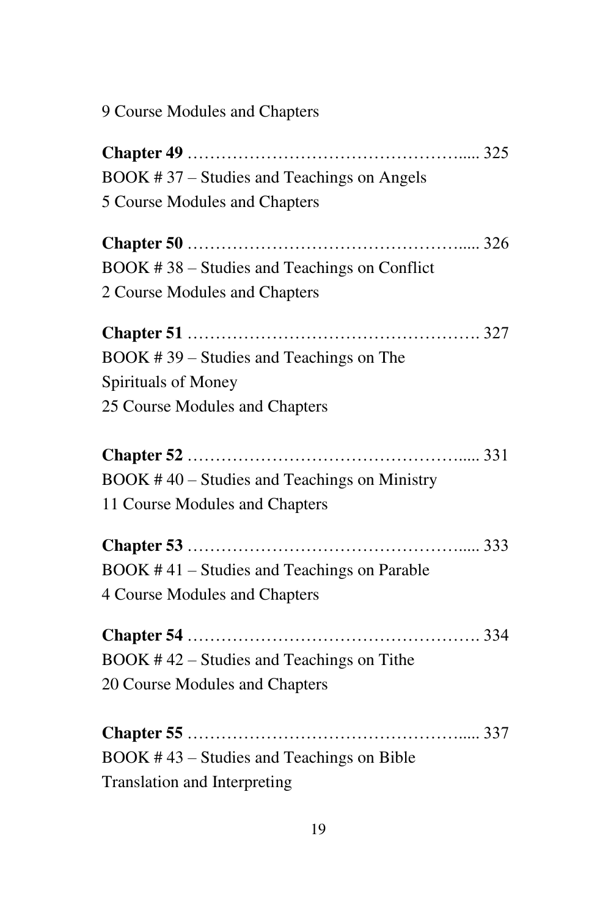9 Course Modules and Chapters

**Chapter 49** ………………………………………….... 325
BOOK # 37 – Studies and Teachings on Angels
5 Course Modules and Chapters

**Chapter 50** ………………………………………….... 326
BOOK # 38 – Studies and Teachings on Conflict
2 Course Modules and Chapters

**Chapter 51** ……………………………………………. 327
BOOK # 39 – Studies and Teachings on The Spirituals of Money
25 Course Modules and Chapters

**Chapter 52** ………………………………………….... 331
BOOK # 40 – Studies and Teachings on Ministry
11 Course Modules and Chapters

**Chapter 53** ………………………………………….... 333
BOOK # 41 – Studies and Teachings on Parable
4 Course Modules and Chapters

**Chapter 54** ……………………………………………. 334
BOOK # 42 – Studies and Teachings on Tithe
20 Course Modules and Chapters

**Chapter 55** ………………………………………….... 337
BOOK # 43 – Studies and Teachings on Bible Translation and Interpreting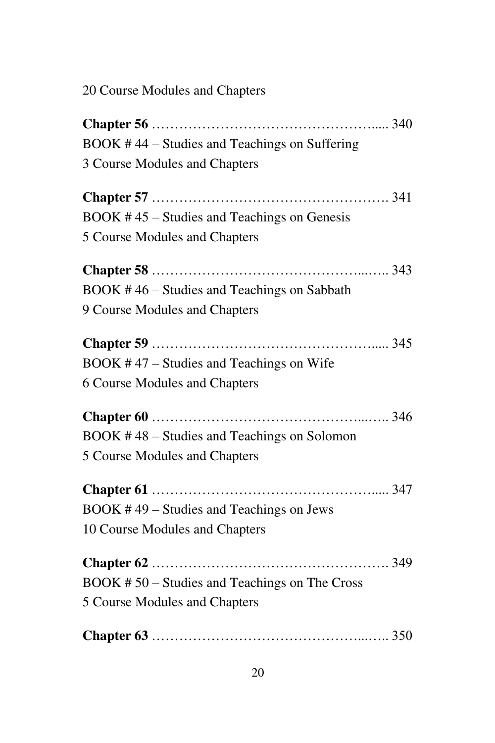20 Course Modules and Chapters

**Chapter 56** …………………………………………..... 340
BOOK # 44 – Studies and Teachings on Suffering
3 Course Modules and Chapters

**Chapter 57** ……………………………………………. 341
BOOK # 45 – Studies and Teachings on Genesis
5 Course Modules and Chapters

**Chapter 58** ……………………………………...….. 343
BOOK # 46 – Studies and Teachings on Sabbath
9 Course Modules and Chapters

**Chapter 59** …………………………………………..... 345
BOOK # 47 – Studies and Teachings on Wife
6 Course Modules and Chapters

**Chapter 60** ……………………………………...….. 346
BOOK # 48 – Studies and Teachings on Solomon
5 Course Modules and Chapters

**Chapter 61** …………………………………………..... 347
BOOK # 49 – Studies and Teachings on Jews
10 Course Modules and Chapters

**Chapter 62** ……………………………………………. 349
BOOK # 50 – Studies and Teachings on The Cross
5 Course Modules and Chapters

**Chapter 63** ……………………………………...….. 350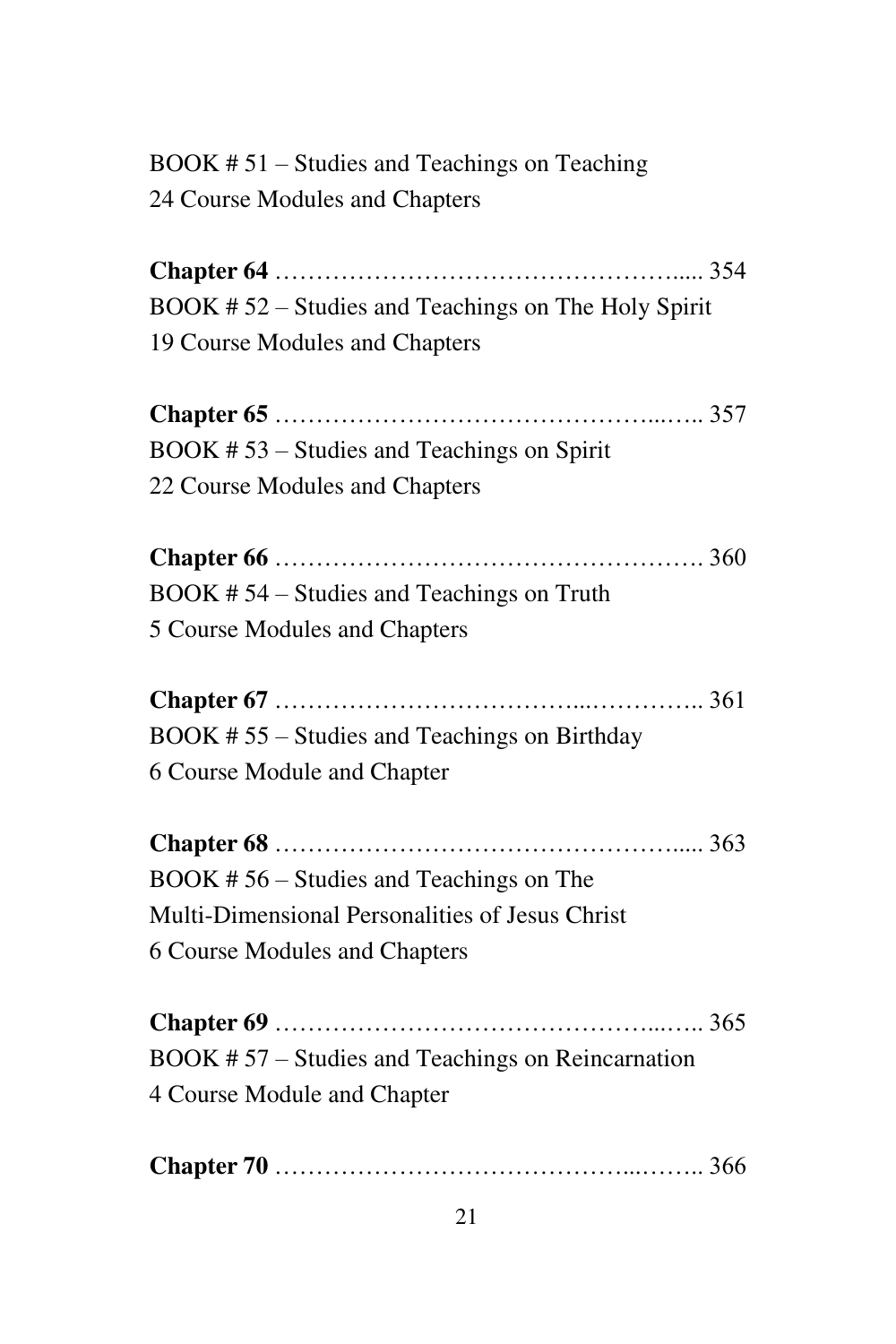BOOK # 51 – Studies and Teachings on Teaching
24 Course Modules and Chapters

**Chapter 64** ………………………………………….... 354
BOOK # 52 – Studies and Teachings on The Holy Spirit
19 Course Modules and Chapters

**Chapter 65** ……………………………………...….. 357
BOOK # 53 – Studies and Teachings on Spirit
22 Course Modules and Chapters

**Chapter 66** ……………………………………………. 360
BOOK # 54 – Studies and Teachings on Truth
5 Course Modules and Chapters

**Chapter 67** ……………………………...………….. 361
BOOK # 55 – Studies and Teachings on Birthday
6 Course Module and Chapter

**Chapter 68** ………………………………………….... 363
BOOK # 56 – Studies and Teachings on The Multi-Dimensional Personalities of Jesus Christ
6 Course Modules and Chapters

**Chapter 69** ……………………………………...….. 365
BOOK # 57 – Studies and Teachings on Reincarnation
4 Course Module and Chapter

**Chapter 70** …………………………………...…….. 366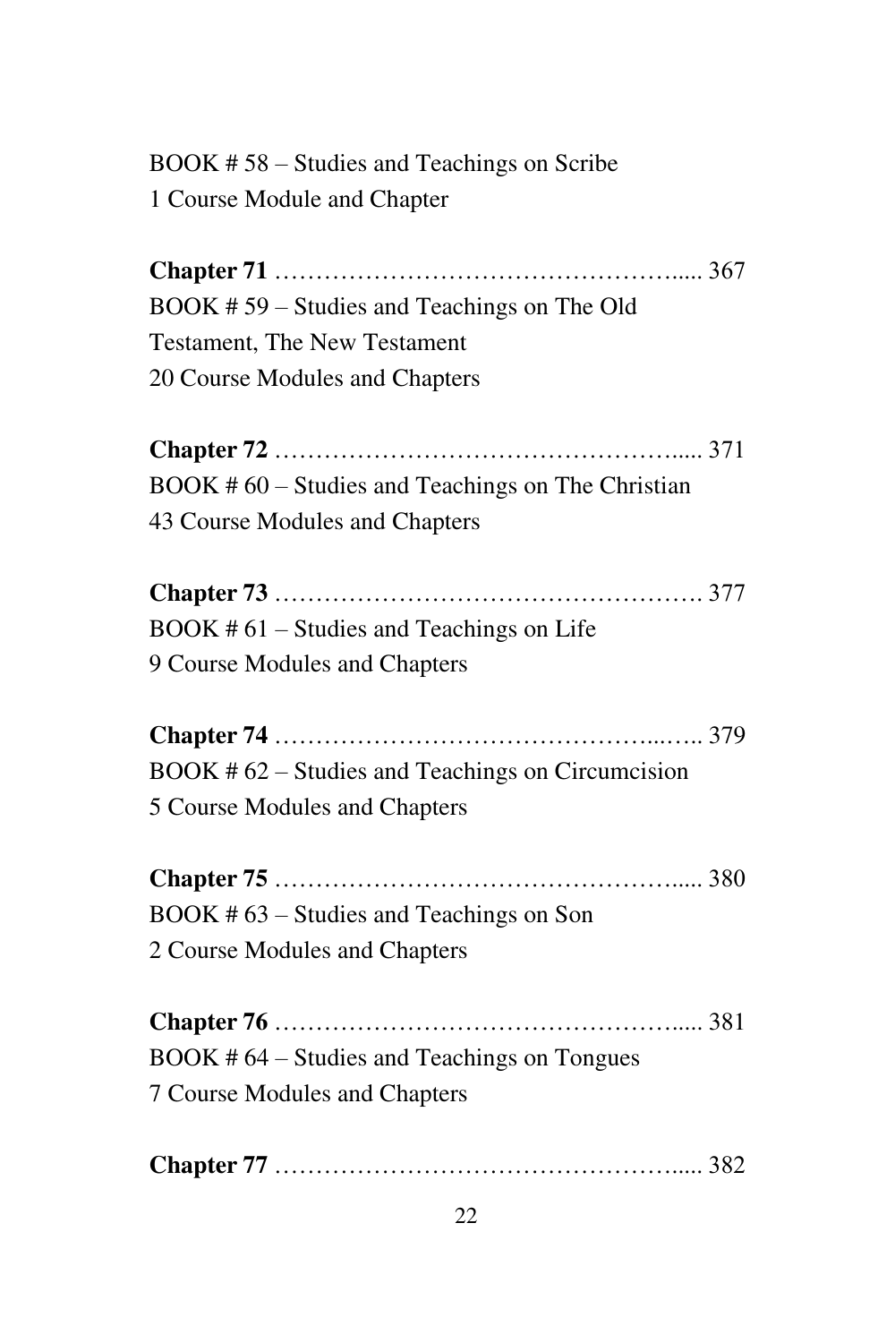BOOK # 58 – Studies and Teachings on Scribe
1 Course Module and Chapter

**Chapter 71** ………………………………………..... 367
BOOK # 59 – Studies and Teachings on The Old Testament, The New Testament
20 Course Modules and Chapters

**Chapter 72** ………………………………………..... 371
BOOK # 60 – Studies and Teachings on The Christian
43 Course Modules and Chapters

**Chapter 73** …………………………………………. 377
BOOK # 61 – Studies and Teachings on Life
9 Course Modules and Chapters

**Chapter 74** ……………………………………..….. 379
BOOK # 62 – Studies and Teachings on Circumcision
5 Course Modules and Chapters

**Chapter 75** ………………………………………..... 380
BOOK # 63 – Studies and Teachings on Son
2 Course Modules and Chapters

**Chapter 76** ………………………………………..... 381
BOOK # 64 – Studies and Teachings on Tongues
7 Course Modules and Chapters

**Chapter 77** ………………………………………..... 382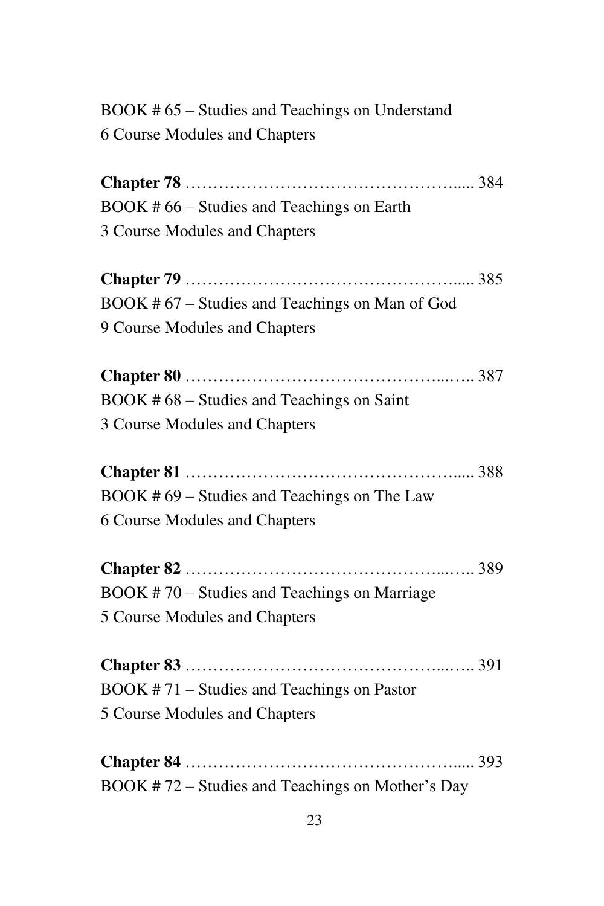BOOK # 65 – Studies and Teachings on Understand
6 Course Modules and Chapters

**Chapter 78** ………………………………………..... 384
BOOK # 66 – Studies and Teachings on Earth
3 Course Modules and Chapters

**Chapter 79** ………………………………………..... 385
BOOK # 67 – Studies and Teachings on Man of God
9 Course Modules and Chapters

**Chapter 80** ……………………………………...….. 387
BOOK # 68 – Studies and Teachings on Saint
3 Course Modules and Chapters

**Chapter 81** ………………………………………..... 388
BOOK # 69 – Studies and Teachings on The Law
6 Course Modules and Chapters

**Chapter 82** ……………………………………...….. 389
BOOK # 70 – Studies and Teachings on Marriage
5 Course Modules and Chapters

**Chapter 83** ……………………………………...….. 391
BOOK # 71 – Studies and Teachings on Pastor
5 Course Modules and Chapters

**Chapter 84** ………………………………………..... 393
BOOK # 72 – Studies and Teachings on Mother's Day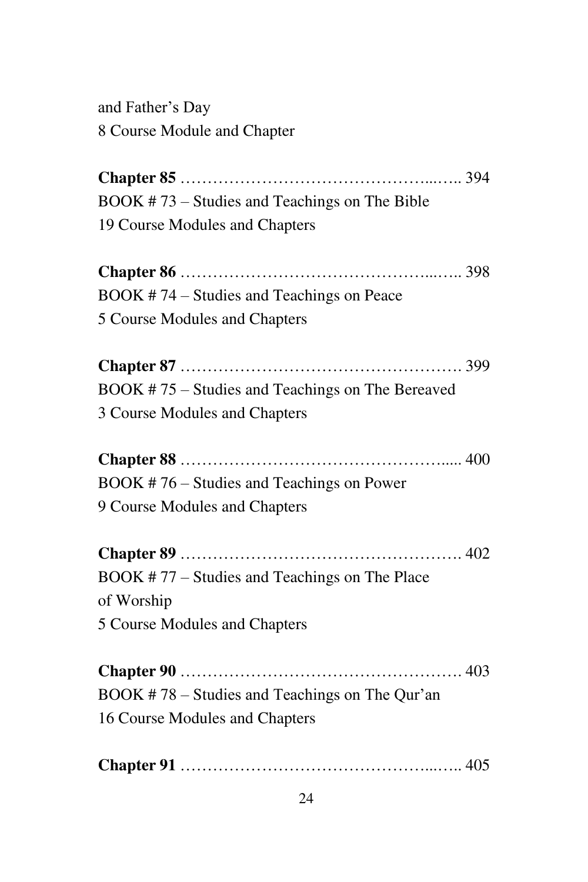and Father's Day
8 Course Module and Chapter

**Chapter 85** ……………………………………...….. 394
BOOK # 73 – Studies and Teachings on The Bible
19 Course Modules and Chapters

**Chapter 86** ……………………………………...….. 398
BOOK # 74 – Studies and Teachings on Peace
5 Course Modules and Chapters

**Chapter 87** …………………………………………… 399
BOOK # 75 – Studies and Teachings on The Bereaved
3 Course Modules and Chapters

**Chapter 88** ………………………………………..... 400
BOOK # 76 – Studies and Teachings on Power
9 Course Modules and Chapters

**Chapter 89** ……………………………………………. 402
BOOK # 77 – Studies and Teachings on The Place of Worship
5 Course Modules and Chapters

**Chapter 90** …………………………………………… 403
BOOK # 78 – Studies and Teachings on The Qur'an
16 Course Modules and Chapters

**Chapter 91** ……………………………………...….. 405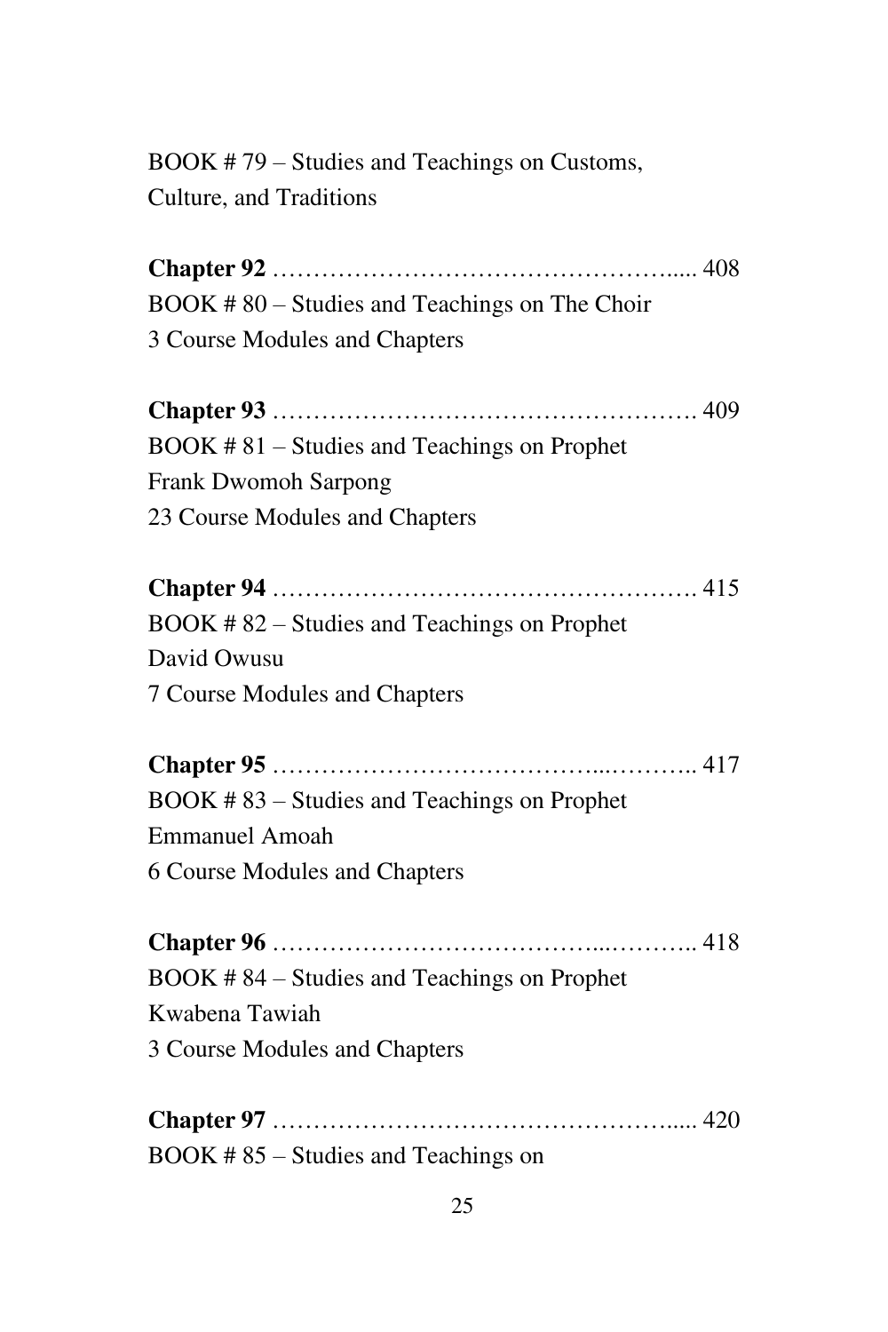BOOK # 79 – Studies and Teachings on Customs, Culture, and Traditions

**Chapter 92** …………………………………………..... 408
BOOK # 80 – Studies and Teachings on The Choir
3 Course Modules and Chapters

**Chapter 93** ……………………………………………. 409
BOOK # 81 – Studies and Teachings on Prophet Frank Dwomoh Sarpong
23 Course Modules and Chapters

**Chapter 94** ……………………………………………. 415
BOOK # 82 – Studies and Teachings on Prophet David Owusu
7 Course Modules and Chapters

**Chapter 95** ………………………………...……….. 417
BOOK # 83 – Studies and Teachings on Prophet Emmanuel Amoah
6 Course Modules and Chapters

**Chapter 96** ………………………………...……….. 418
BOOK # 84 – Studies and Teachings on Prophet Kwabena Tawiah
3 Course Modules and Chapters

**Chapter 97** …………………………………………..... 420
BOOK # 85 – Studies and Teachings on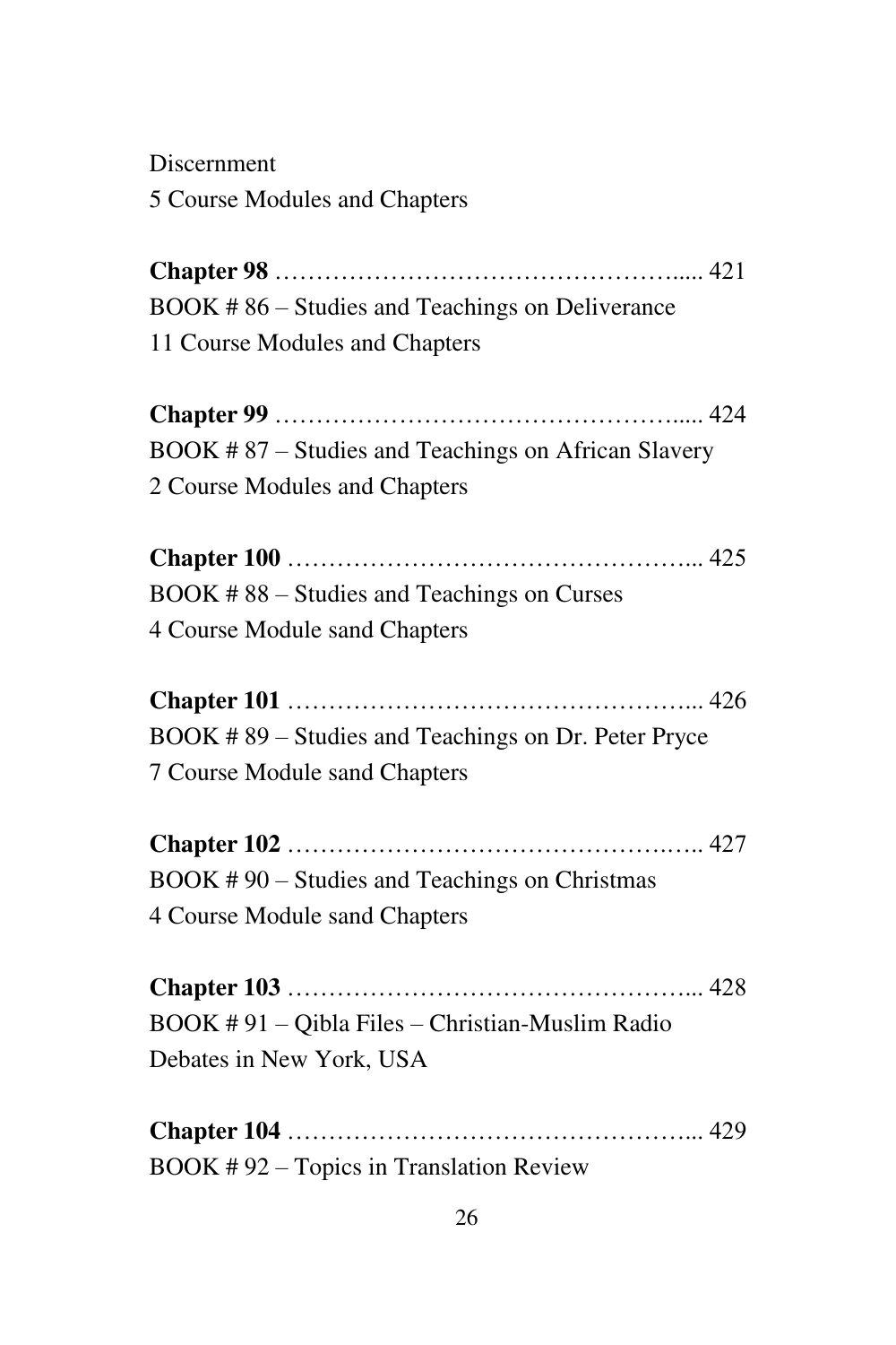Discernment
5 Course Modules and Chapters

**Chapter 98** …………………………………………..... 421
BOOK # 86 – Studies and Teachings on Deliverance
11 Course Modules and Chapters

**Chapter 99** …………………………………………..... 424
BOOK # 87 – Studies and Teachings on African Slavery
2 Course Modules and Chapters

**Chapter 100** ………………………………………... 425
BOOK # 88 – Studies and Teachings on Curses
4 Course Module sand Chapters

**Chapter 101** ………………………………………... 426
BOOK # 89 – Studies and Teachings on Dr. Peter Pryce
7 Course Module sand Chapters

**Chapter 102** ……………………………………….... 427
BOOK # 90 – Studies and Teachings on Christmas
4 Course Module sand Chapters

**Chapter 103** ………………………………………... 428
BOOK # 91 – Qibla Files – Christian-Muslim Radio Debates in New York, USA

**Chapter 104** ………………………………………... 429
BOOK # 92 – Topics in Translation Review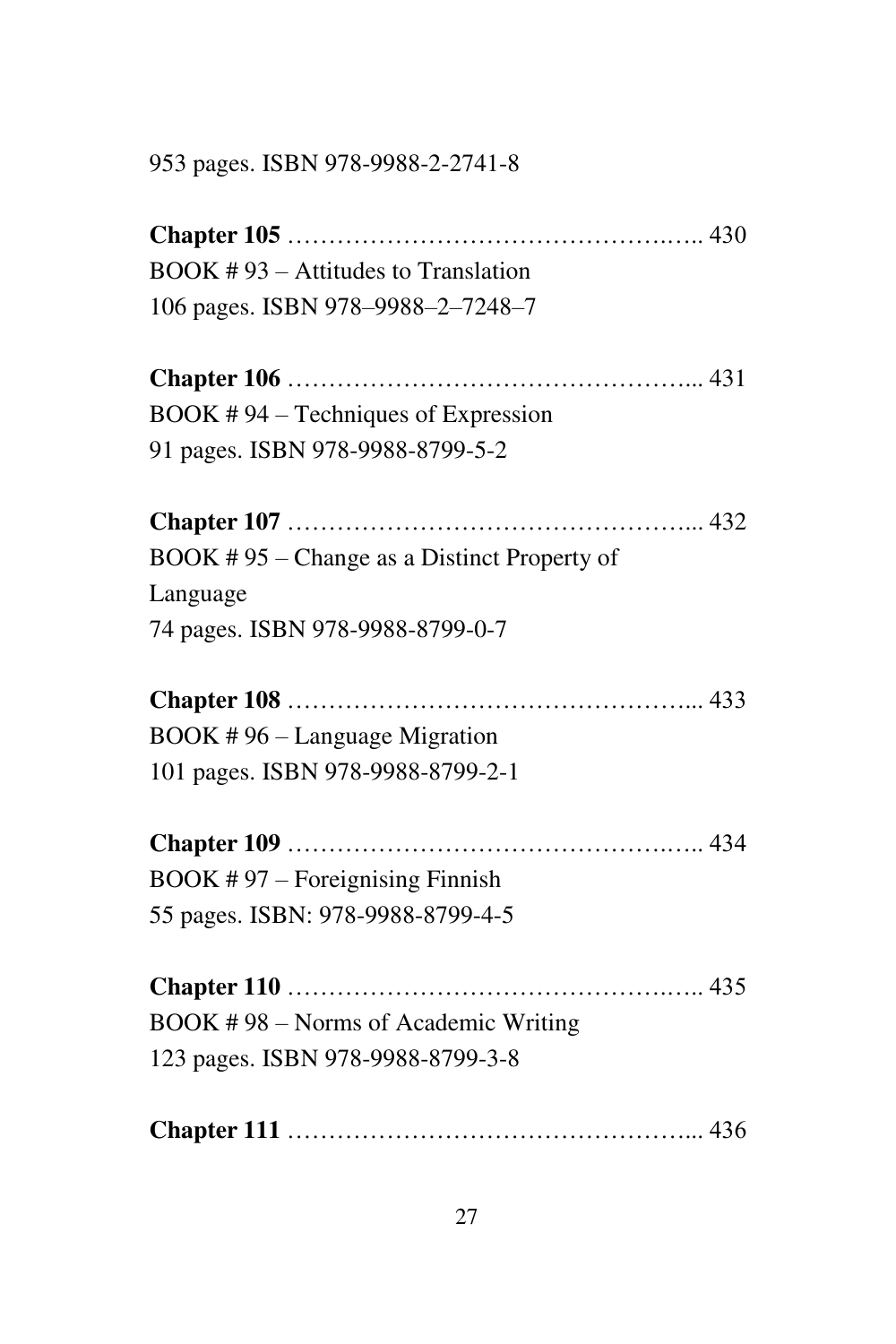953 pages. ISBN 978-9988-2-2741-8

**Chapter 105** ……………………………………….….. 430
BOOK # 93 – Attitudes to Translation
106 pages. ISBN 978–9988–2–7248–7

**Chapter 106** ………………………………………... 431
BOOK # 94 – Techniques of Expression
91 pages. ISBN 978-9988-8799-5-2

**Chapter 107** ………………………………………... 432
BOOK # 95 – Change as a Distinct Property of Language
74 pages. ISBN 978-9988-8799-0-7

**Chapter 108** ………………………………………... 433
BOOK # 96 – Language Migration
101 pages. ISBN 978-9988-8799-2-1

**Chapter 109** ……………………………………….….. 434
BOOK # 97 – Foreignising Finnish
55 pages. ISBN: 978-9988-8799-4-5

**Chapter 110** ……………………………………….….. 435
BOOK # 98 – Norms of Academic Writing
123 pages. ISBN 978-9988-8799-3-8

**Chapter 111** ………………………………………... 436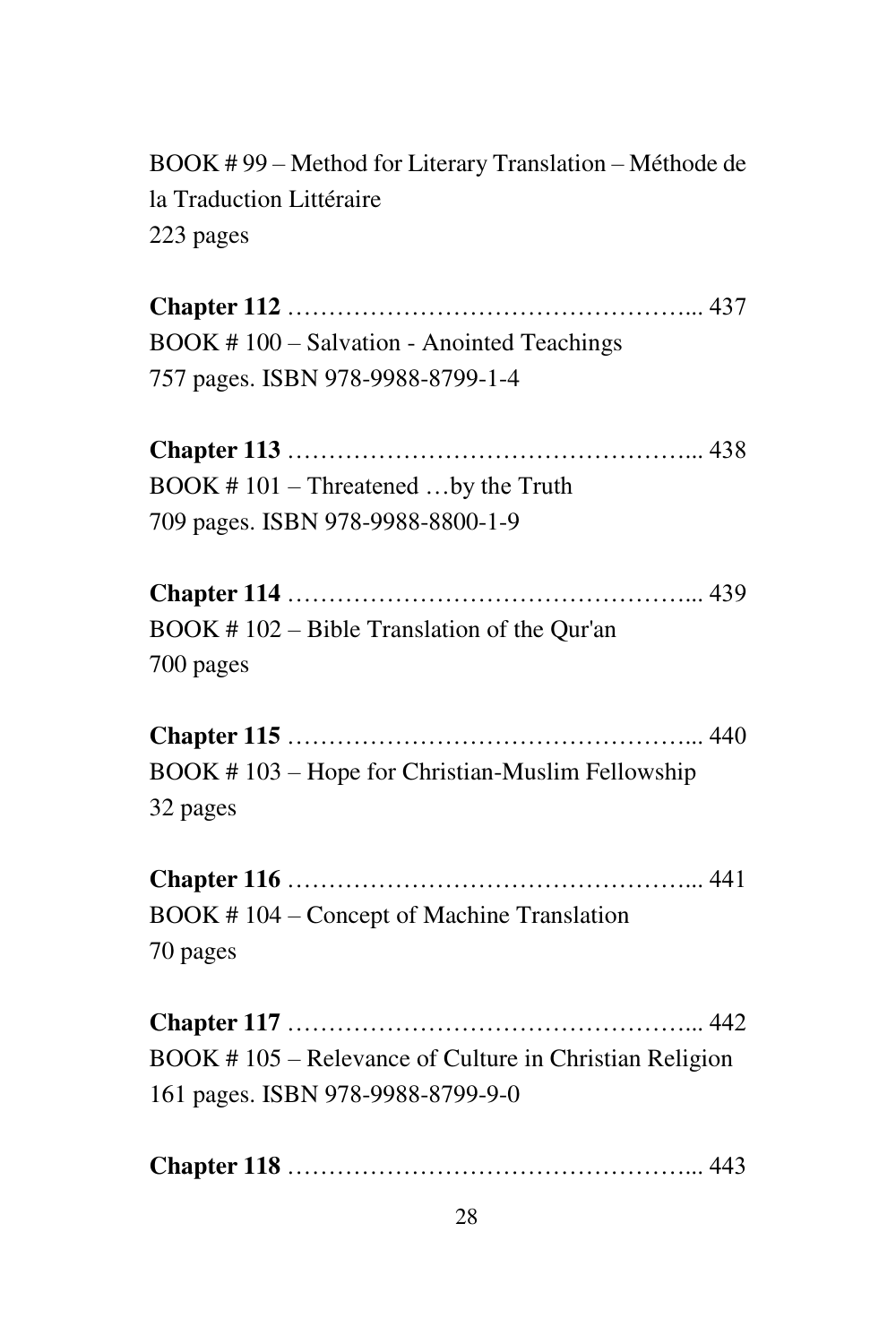BOOK # 99 – Method for Literary Translation – Méthode de la Traduction Littéraire
223 pages

**Chapter 112** ………………………………………... 437
BOOK # 100 – Salvation - Anointed Teachings
757 pages. ISBN 978-9988-8799-1-4

**Chapter 113** ………………………………………... 438
BOOK # 101 – Threatened …by the Truth
709 pages. ISBN 978-9988-8800-1-9

**Chapter 114** ………………………………………... 439
BOOK # 102 – Bible Translation of the Qur'an
700 pages

**Chapter 115** ………………………………………... 440
BOOK # 103 – Hope for Christian-Muslim Fellowship
32 pages

**Chapter 116** ………………………………………... 441
BOOK # 104 – Concept of Machine Translation
70 pages

**Chapter 117** ………………………………………... 442
BOOK # 105 – Relevance of Culture in Christian Religion
161 pages. ISBN 978-9988-8799-9-0

**Chapter 118** ………………………………………... 443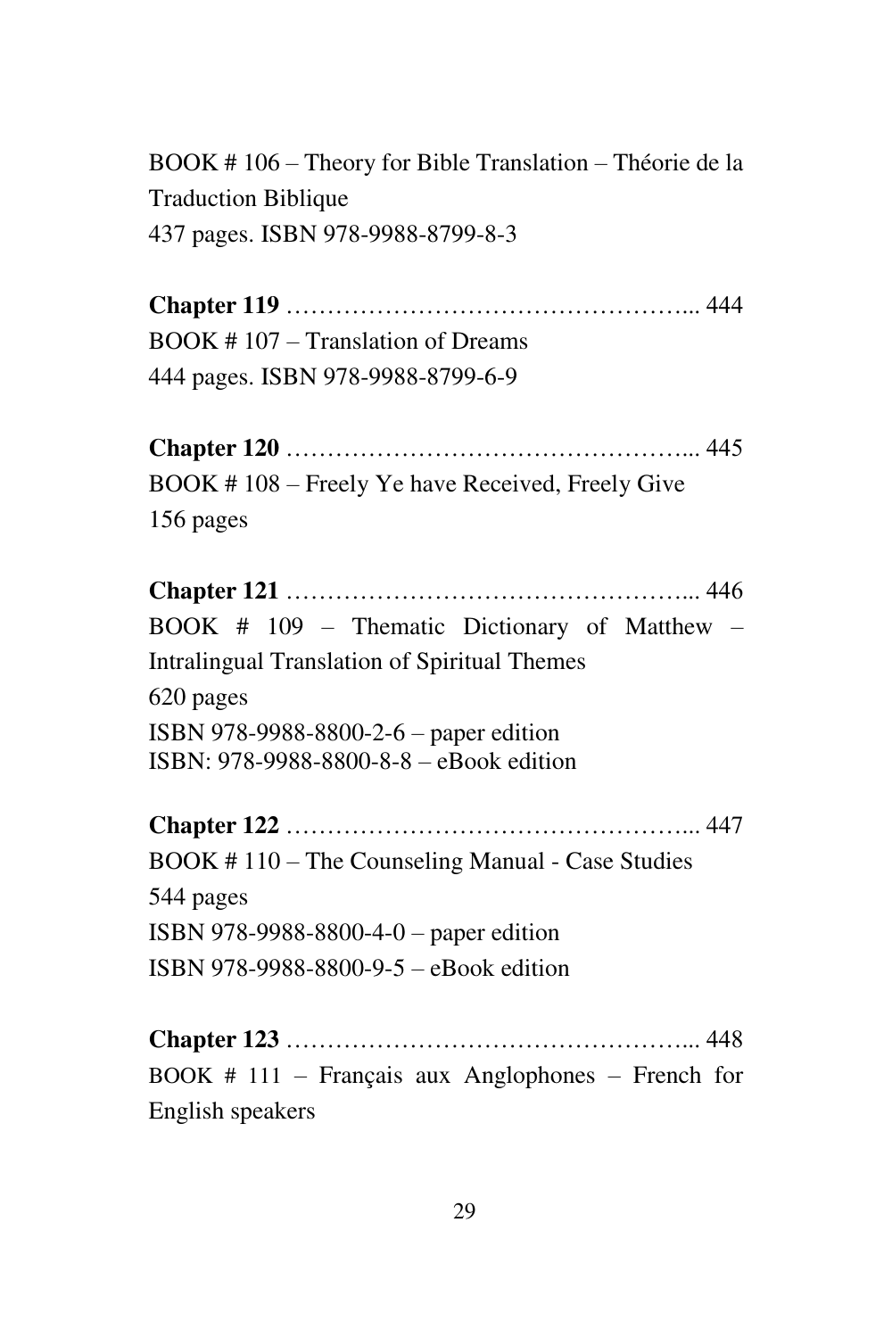BOOK # 106 – Theory for Bible Translation – Théorie de la Traduction Biblique
437 pages. ISBN 978-9988-8799-8-3

**Chapter 119** ………………………………………….. 444
BOOK # 107 – Translation of Dreams
444 pages. ISBN 978-9988-8799-6-9

**Chapter 120** ………………………………………….. 445
BOOK # 108 – Freely Ye have Received, Freely Give
156 pages

**Chapter 121** ………………………………………….. 446
BOOK # 109 – Thematic Dictionary of Matthew – Intralingual Translation of Spiritual Themes
620 pages
ISBN 978-9988-8800-2-6 – paper edition
ISBN: 978-9988-8800-8-8 – eBook edition

**Chapter 122** ………………………………………….. 447
BOOK # 110 – The Counseling Manual - Case Studies
544 pages
ISBN 978-9988-8800-4-0 – paper edition
ISBN 978-9988-8800-9-5 – eBook edition

**Chapter 123** ………………………………………….. 448
BOOK # 111 – Français aux Anglophones – French for English speakers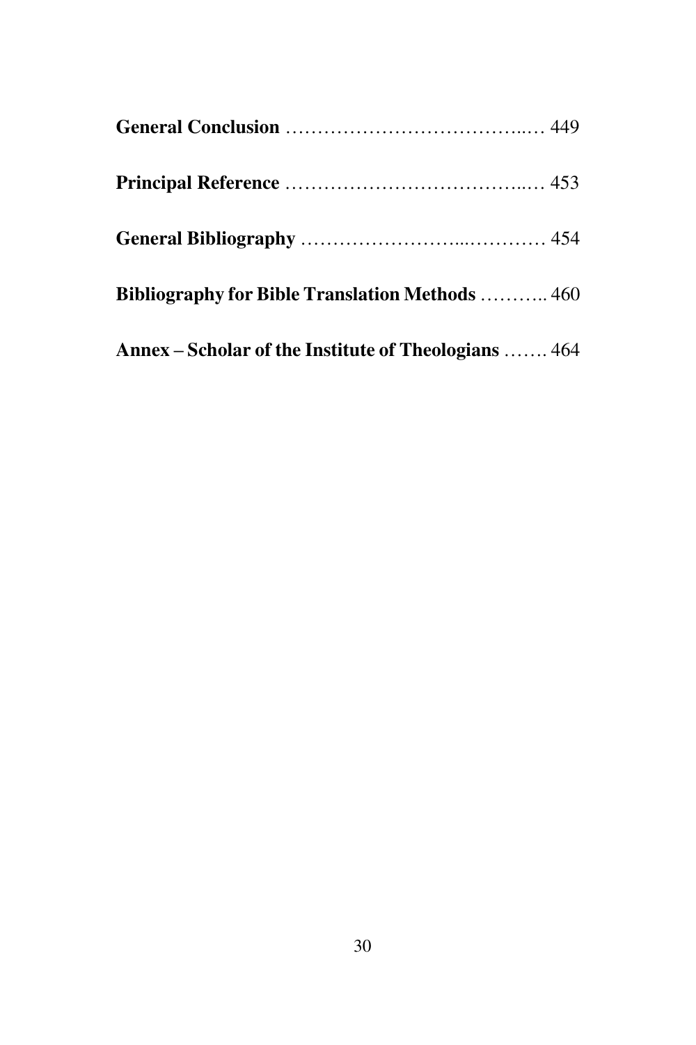**General Conclusion** ………………………………..… 449

**Principal Reference** ………………………………..… 453

**General Bibliography** …………………….....………… 454

**Bibliography for Bible Translation Methods** ……….. 460

**Annex – Scholar of the Institute of Theologians** ……. 464